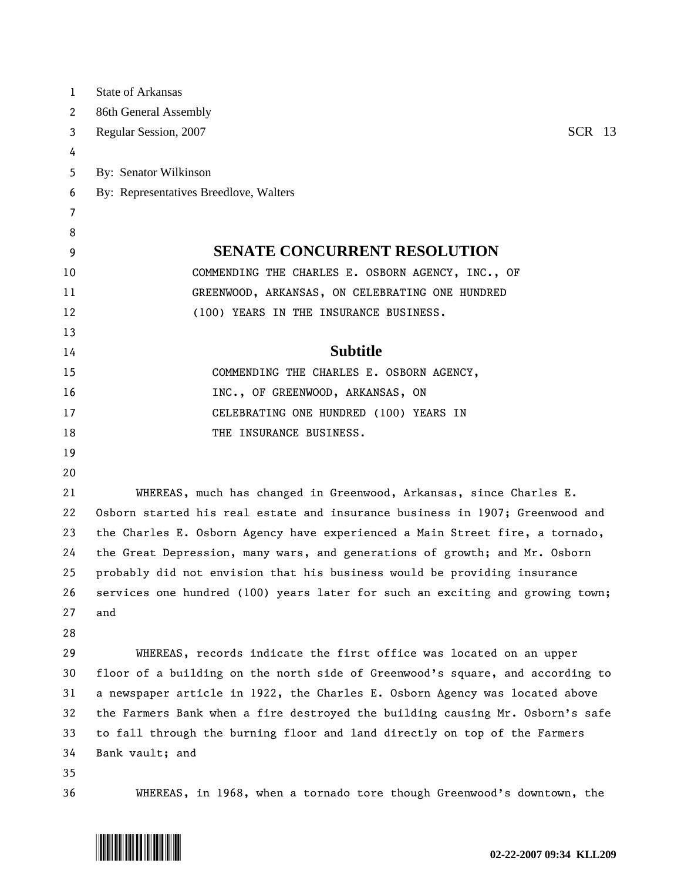State of Arkansas
86th General Assembly
Regular Session, 2007 SCR 13

By: Senator Wilkinson
By: Representatives Breedlove, Walters

# SENATE CONCURRENT RESOLUTION

COMMENDING THE CHARLES E. OSBORN AGENCY, INC., OF GREENWOOD, ARKANSAS, ON CELEBRATING ONE HUNDRED (100) YEARS IN THE INSURANCE BUSINESS.

## Subtitle

COMMENDING THE CHARLES E. OSBORN AGENCY, INC., OF GREENWOOD, ARKANSAS, ON CELEBRATING ONE HUNDRED (100) YEARS IN THE INSURANCE BUSINESS.

WHEREAS, much has changed in Greenwood, Arkansas, since Charles E. Osborn started his real estate and insurance business in 1907; Greenwood and the Charles E. Osborn Agency have experienced a Main Street fire, a tornado, the Great Depression, many wars, and generations of growth; and Mr. Osborn probably did not envision that his business would be providing insurance services one hundred (100) years later for such an exciting and growing town; and

WHEREAS, records indicate the first office was located on an upper floor of a building on the north side of Greenwood's square, and according to a newspaper article in 1922, the Charles E. Osborn Agency was located above the Farmers Bank when a fire destroyed the building causing Mr. Osborn's safe to fall through the burning floor and land directly on top of the Farmers Bank vault; and

WHEREAS, in 1968, when a tornado tore though Greenwood's downtown, the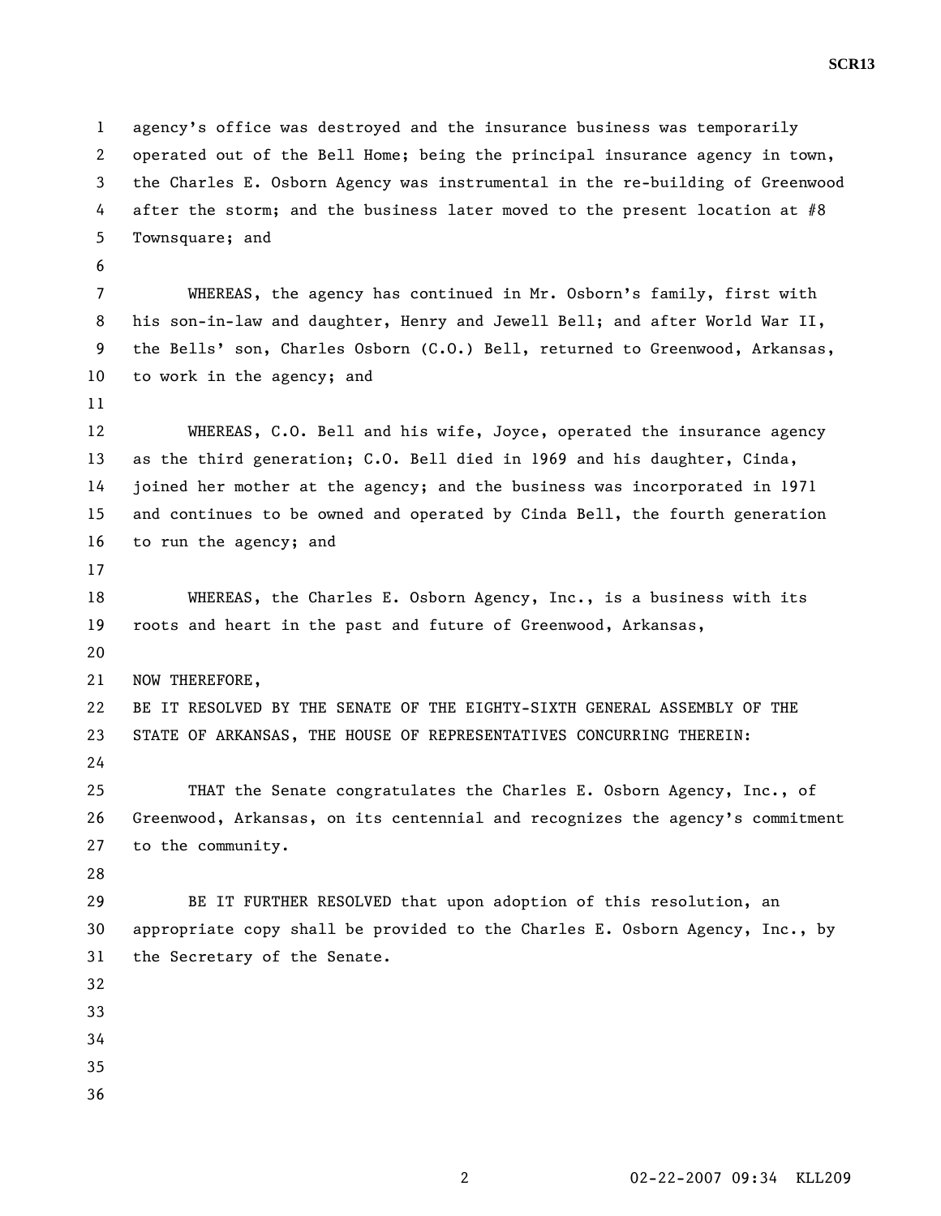agency's office was destroyed and the insurance business was temporarily operated out of the Bell Home; being the principal insurance agency in town, the Charles E. Osborn Agency was instrumental in the re-building of Greenwood after the storm; and the business later moved to the present location at #8 Townsquare; and

WHEREAS, the agency has continued in Mr. Osborn's family, first with his son-in-law and daughter, Henry and Jewell Bell; and after World War II, the Bells' son, Charles Osborn (C.O.) Bell, returned to Greenwood, Arkansas, to work in the agency; and

WHEREAS, C.O. Bell and his wife, Joyce, operated the insurance agency as the third generation; C.O. Bell died in 1969 and his daughter, Cinda, joined her mother at the agency; and the business was incorporated in 1971 and continues to be owned and operated by Cinda Bell, the fourth generation to run the agency; and

WHEREAS, the Charles E. Osborn Agency, Inc., is a business with its roots and heart in the past and future of Greenwood, Arkansas,

NOW THEREFORE,
BE IT RESOLVED BY THE SENATE OF THE EIGHTY-SIXTH GENERAL ASSEMBLY OF THE STATE OF ARKANSAS, THE HOUSE OF REPRESENTATIVES CONCURRING THEREIN:

THAT the Senate congratulates the Charles E. Osborn Agency, Inc., of Greenwood, Arkansas, on its centennial and recognizes the agency's commitment to the community.

BE IT FURTHER RESOLVED that upon adoption of this resolution, an appropriate copy shall be provided to the Charles E. Osborn Agency, Inc., by the Secretary of the Senate.